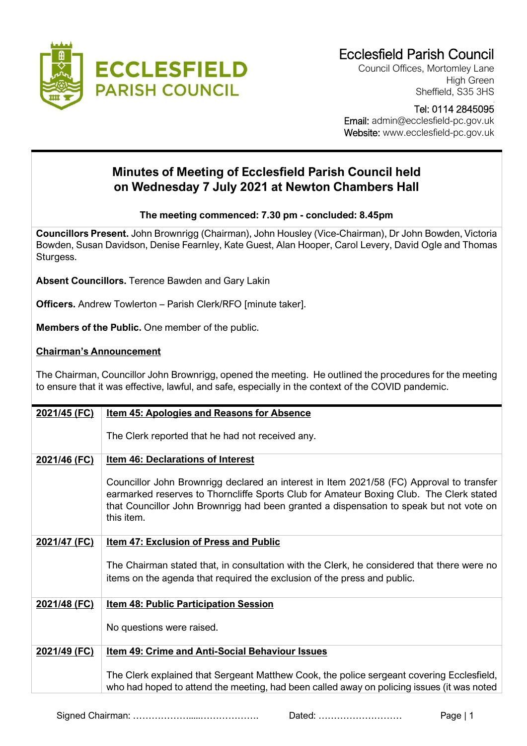# Ecclesfield Parish Council

Council Offices, Mortomley Lane
High Green
Sheffield, S35 3HS

Tel: 0114 2845095
Email: admin@ecclesfield-pc.gov.uk
Website: www.ecclesfield-pc.gov.uk

## Minutes of Meeting of Ecclesfield Parish Council held on Wednesday 7 July 2021 at Newton Chambers Hall

**The meeting commenced: 7.30 pm - concluded: 8.45pm**

**Councillors Present.** John Brownrigg (Chairman), John Housley (Vice-Chairman), Dr John Bowden, Victoria Bowden, Susan Davidson, Denise Fearnley, Kate Guest, Alan Hooper, Carol Levery, David Ogle and Thomas Sturgess.

**Absent Councillors.** Terence Bawden and Gary Lakin

**Officers.** Andrew Towlerton – Parish Clerk/RFO [minute taker].

**Members of the Public.** One member of the public.

**Chairman's Announcement**

The Chairman, Councillor John Brownrigg, opened the meeting. He outlined the procedures for the meeting to ensure that it was effective, lawful, and safe, especially in the context of the COVID pandemic.

| | |
|---|---|
| **2021/45 (FC)** | **Item 45: Apologies and Reasons for Absence**<br><br>The Clerk reported that he had not received any. |
| **2021/46 (FC)** | **Item 46: Declarations of Interest**<br><br>Councillor John Brownrigg declared an interest in Item 2021/58 (FC) Approval to transfer earmarked reserves to Thorncliffe Sports Club for Amateur Boxing Club. The Clerk stated that Councillor John Brownrigg had been granted a dispensation to speak but not vote on this item. |
| **2021/47 (FC)** | **Item 47: Exclusion of Press and Public**<br><br>The Chairman stated that, in consultation with the Clerk, he considered that there were no items on the agenda that required the exclusion of the press and public. |
| **2021/48 (FC)** | **Item 48: Public Participation Session**<br><br>No questions were raised. |
| **2021/49 (FC)** | **Item 49: Crime and Anti-Social Behaviour Issues**<br><br>The Clerk explained that Sergeant Matthew Cook, the police sergeant covering Ecclesfield, who had hoped to attend the meeting, had been called away on policing issues (it was noted |

Signed Chairman: ………………......………………. Dated: ………………………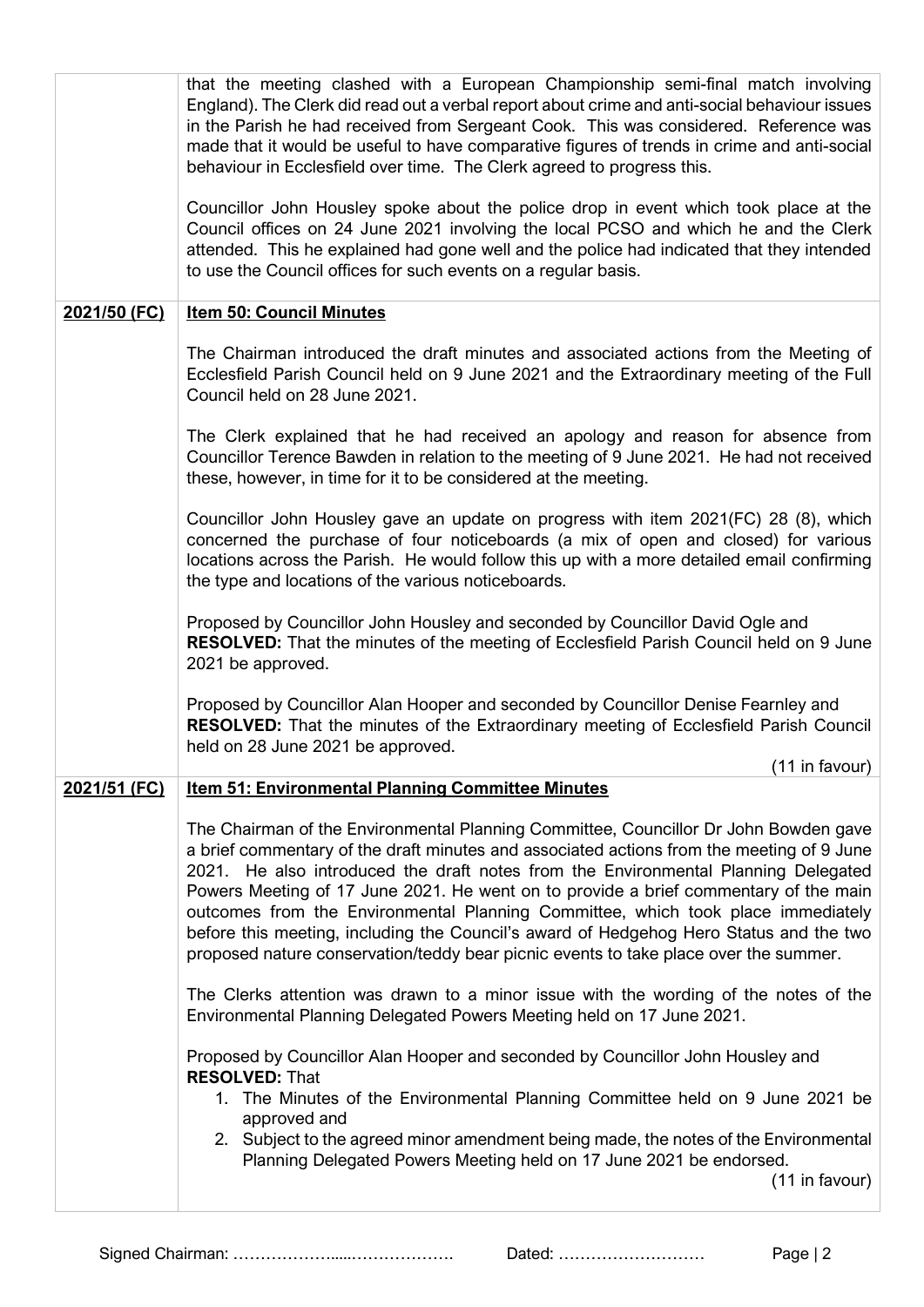| | |
|---|---|
| | that the meeting clashed with a European Championship semi-final match involving England). The Clerk did read out a verbal report about crime and anti-social behaviour issues in the Parish he had received from Sergeant Cook. This was considered. Reference was made that it would be useful to have comparative figures of trends in crime and anti-social behaviour in Ecclesfield over time. The Clerk agreed to progress this.<br><br>Councillor John Housley spoke about the police drop in event which took place at the Council offices on 24 June 2021 involving the local PCSO and which he and the Clerk attended. This he explained had gone well and the police had indicated that they intended to use the Council offices for such events on a regular basis. |
| **2021/50 (FC)** | **Item 50: Council Minutes**<br><br>The Chairman introduced the draft minutes and associated actions from the Meeting of Ecclesfield Parish Council held on 9 June 2021 and the Extraordinary meeting of the Full Council held on 28 June 2021.<br><br>The Clerk explained that he had received an apology and reason for absence from Councillor Terence Bawden in relation to the meeting of 9 June 2021. He had not received these, however, in time for it to be considered at the meeting.<br><br>Councillor John Housley gave an update on progress with item 2021(FC) 28 (8), which concerned the purchase of four noticeboards (a mix of open and closed) for various locations across the Parish. He would follow this up with a more detailed email confirming the type and locations of the various noticeboards.<br><br>Proposed by Councillor John Housley and seconded by Councillor David Ogle and **RESOLVED:** That the minutes of the meeting of Ecclesfield Parish Council held on 9 June 2021 be approved.<br><br>Proposed by Councillor Alan Hooper and seconded by Councillor Denise Fearnley and **RESOLVED:** That the minutes of the Extraordinary meeting of Ecclesfield Parish Council held on 28 June 2021 be approved.<br>(11 in favour) |
| **2021/51 (FC)** | **Item 51: Environmental Planning Committee Minutes**<br><br>The Chairman of the Environmental Planning Committee, Councillor Dr John Bowden gave a brief commentary of the draft minutes and associated actions from the meeting of 9 June 2021. He also introduced the draft notes from the Environmental Planning Delegated Powers Meeting of 17 June 2021. He went on to provide a brief commentary of the main outcomes from the Environmental Planning Committee, which took place immediately before this meeting, including the Council's award of Hedgehog Hero Status and the two proposed nature conservation/teddy bear picnic events to take place over the summer.<br><br>The Clerks attention was drawn to a minor issue with the wording of the notes of the Environmental Planning Delegated Powers Meeting held on 17 June 2021.<br><br>Proposed by Councillor Alan Hooper and seconded by Councillor John Housley and **RESOLVED:** That<br>1. The Minutes of the Environmental Planning Committee held on 9 June 2021 be approved and<br>2. Subject to the agreed minor amendment being made, the notes of the Environmental Planning Delegated Powers Meeting held on 17 June 2021 be endorsed.<br>(11 in favour) |

Signed Chairman: ………………....………………. Dated: ………………………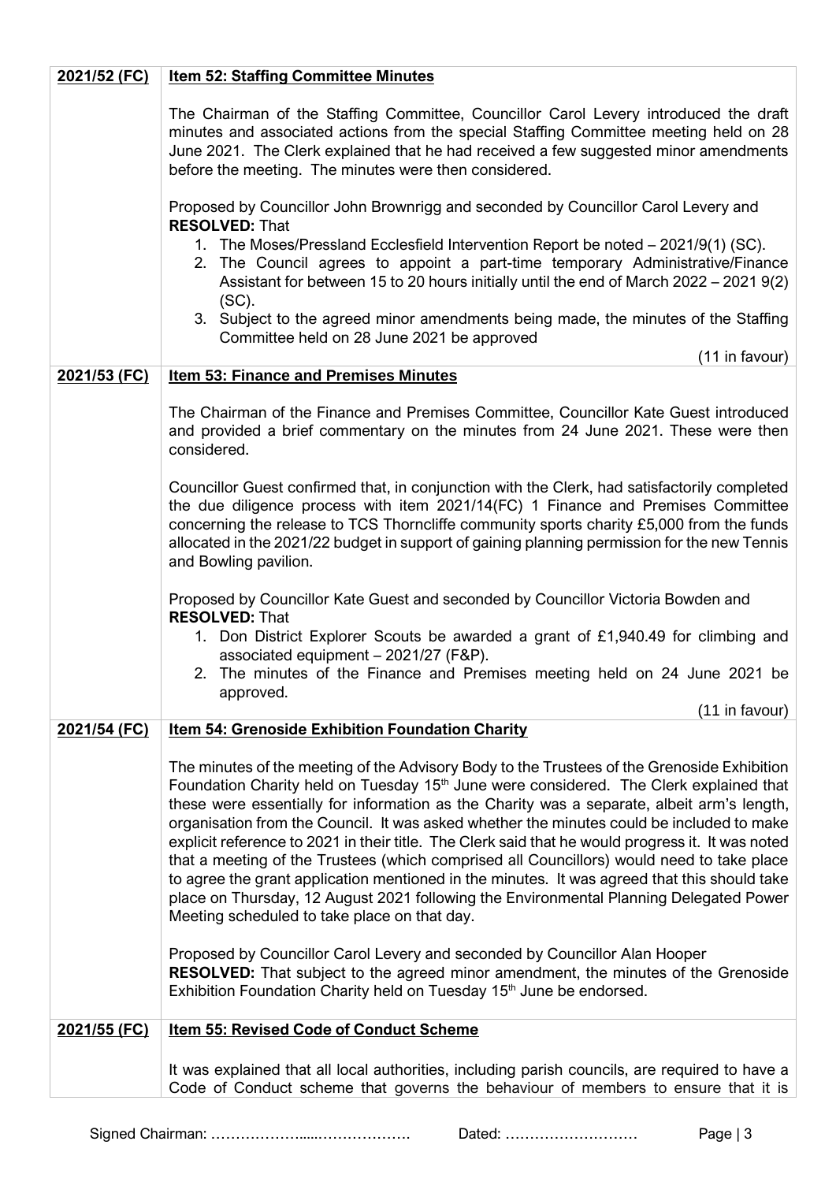| | |
|---|---|
| **2021/52 (FC)** | **Item 52: Staffing Committee Minutes**<br><br>The Chairman of the Staffing Committee, Councillor Carol Levery introduced the draft minutes and associated actions from the special Staffing Committee meeting held on 28 June 2021. The Clerk explained that he had received a few suggested minor amendments before the meeting. The minutes were then considered.<br><br>Proposed by Councillor John Brownrigg and seconded by Councillor Carol Levery and **RESOLVED:** That<br>1. The Moses/Pressland Ecclesfield Intervention Report be noted – 2021/9(1) (SC).<br>2. The Council agrees to appoint a part-time temporary Administrative/Finance Assistant for between 15 to 20 hours initially until the end of March 2022 – 2021 9(2) (SC).<br>3. Subject to the agreed minor amendments being made, the minutes of the Staffing Committee held on 28 June 2021 be approved<br><br>(11 in favour) |
| **2021/53 (FC)** | **Item 53: Finance and Premises Minutes**<br><br>The Chairman of the Finance and Premises Committee, Councillor Kate Guest introduced and provided a brief commentary on the minutes from 24 June 2021. These were then considered.<br><br>Councillor Guest confirmed that, in conjunction with the Clerk, had satisfactorily completed the due diligence process with item 2021/14(FC) 1 Finance and Premises Committee concerning the release to TCS Thorncliffe community sports charity £5,000 from the funds allocated in the 2021/22 budget in support of gaining planning permission for the new Tennis and Bowling pavilion.<br><br>Proposed by Councillor Kate Guest and seconded by Councillor Victoria Bowden and **RESOLVED:** That<br>1. Don District Explorer Scouts be awarded a grant of £1,940.49 for climbing and associated equipment – 2021/27 (F&P).<br>2. The minutes of the Finance and Premises meeting held on 24 June 2021 be approved.<br><br>(11 in favour) |
| **2021/54 (FC)** | **Item 54: Grenoside Exhibition Foundation Charity**<br><br>The minutes of the meeting of the Advisory Body to the Trustees of the Grenoside Exhibition Foundation Charity held on Tuesday 15th June were considered. The Clerk explained that these were essentially for information as the Charity was a separate, albeit arm's length, organisation from the Council. It was asked whether the minutes could be included to make explicit reference to 2021 in their title. The Clerk said that he would progress it. It was noted that a meeting of the Trustees (which comprised all Councillors) would need to take place to agree the grant application mentioned in the minutes. It was agreed that this should take place on Thursday, 12 August 2021 following the Environmental Planning Delegated Power Meeting scheduled to take place on that day.<br><br>Proposed by Councillor Carol Levery and seconded by Councillor Alan Hooper<br>**RESOLVED:** That subject to the agreed minor amendment, the minutes of the Grenoside Exhibition Foundation Charity held on Tuesday 15th June be endorsed. |
| **2021/55 (FC)** | **Item 55: Revised Code of Conduct Scheme**<br><br>It was explained that all local authorities, including parish councils, are required to have a Code of Conduct scheme that governs the behaviour of members to ensure that it is |

Signed Chairman: ……………….....………………. Dated: ………………………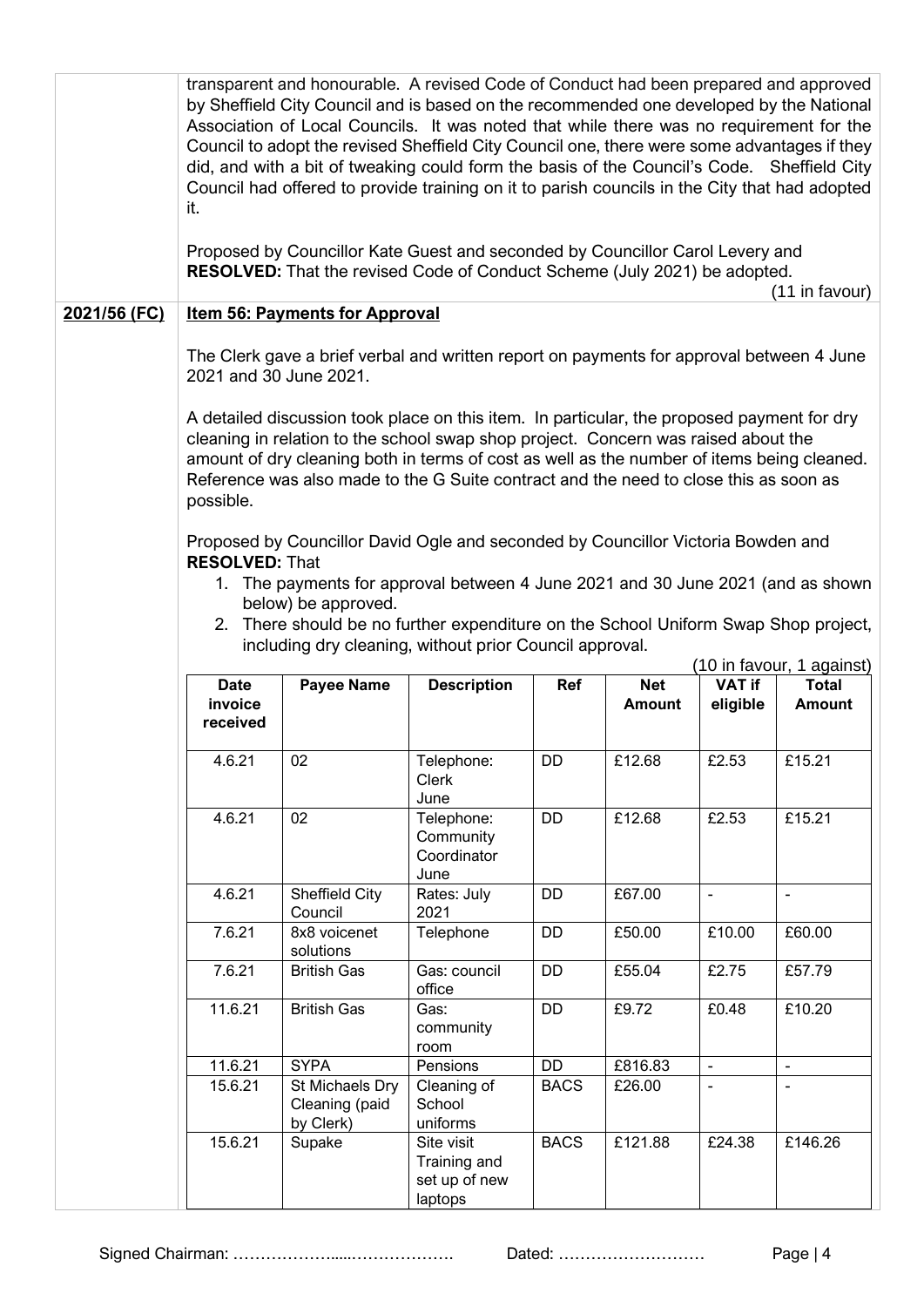transparent and honourable. A revised Code of Conduct had been prepared and approved by Sheffield City Council and is based on the recommended one developed by the National Association of Local Councils. It was noted that while there was no requirement for the Council to adopt the revised Sheffield City Council one, there were some advantages if they did, and with a bit of tweaking could form the basis of the Council's Code. Sheffield City Council had offered to provide training on it to parish councils in the City that had adopted it.

Proposed by Councillor Kate Guest and seconded by Councillor Carol Levery and **RESOLVED:** That the revised Code of Conduct Scheme (July 2021) be adopted.

(11 in favour)

**2021/56 (FC)** **Item 56: Payments for Approval**

The Clerk gave a brief verbal and written report on payments for approval between 4 June 2021 and 30 June 2021.

A detailed discussion took place on this item. In particular, the proposed payment for dry cleaning in relation to the school swap shop project. Concern was raised about the amount of dry cleaning both in terms of cost as well as the number of items being cleaned. Reference was also made to the G Suite contract and the need to close this as soon as possible.

Proposed by Councillor David Ogle and seconded by Councillor Victoria Bowden and **RESOLVED:** That

1. The payments for approval between 4 June 2021 and 30 June 2021 (and as shown below) be approved.
2. There should be no further expenditure on the School Uniform Swap Shop project, including dry cleaning, without prior Council approval.

(10 in favour, 1 against)

| Date invoice received | Payee Name | Description | Ref | Net Amount | VAT if eligible | Total Amount |
|---|---|---|---|---|---|---|
| 4.6.21 | 02 | Telephone: Clerk June | DD | £12.68 | £2.53 | £15.21 |
| 4.6.21 | 02 | Telephone: Community Coordinator June | DD | £12.68 | £2.53 | £15.21 |
| 4.6.21 | Sheffield City Council | Rates: July 2021 | DD | £67.00 | - | - |
| 7.6.21 | 8x8 voicenet solutions | Telephone | DD | £50.00 | £10.00 | £60.00 |
| 7.6.21 | British Gas | Gas: council office | DD | £55.04 | £2.75 | £57.79 |
| 11.6.21 | British Gas | Gas: community room | DD | £9.72 | £0.48 | £10.20 |
| 11.6.21 | SYPA | Pensions | DD | £816.83 | - | - |
| 15.6.21 | St Michaels Dry Cleaning (paid by Clerk) | Cleaning of School uniforms | BACS | £26.00 | - | - |
| 15.6.21 | Supake | Site visit Training and set up of new laptops | BACS | £121.88 | £24.38 | £146.26 |

Signed Chairman: …………………..………………. Dated: ………………………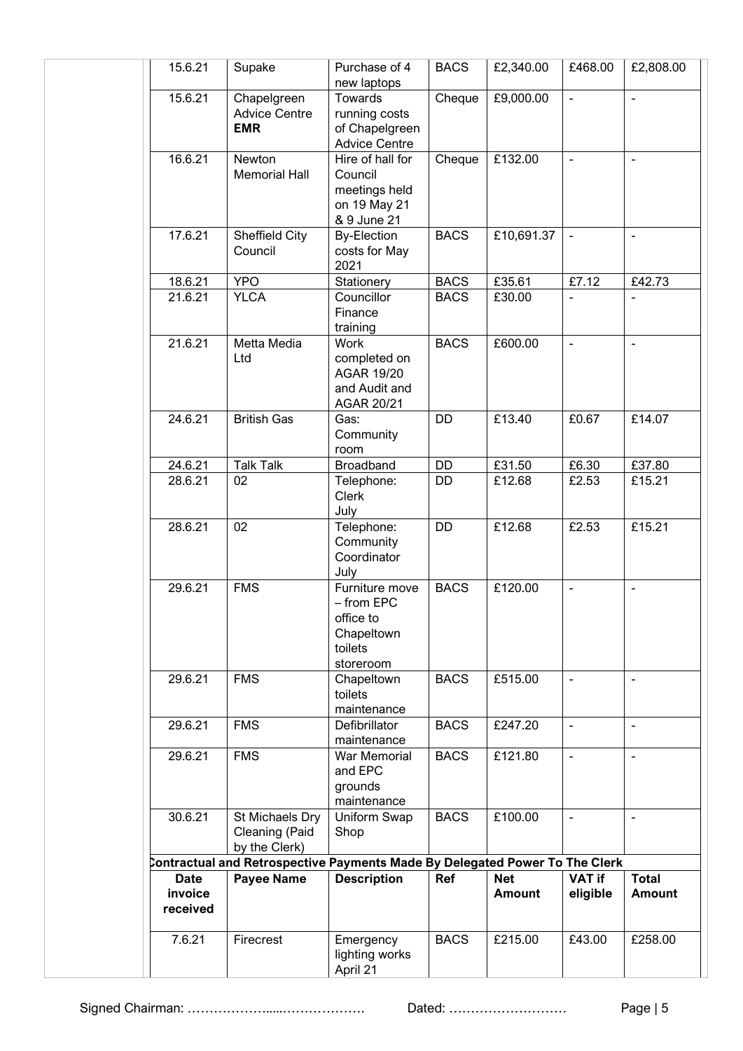| | | | | | | |
|---|---|---|---|---|---|---|
| 15.6.21 | Supake | Purchase of 4 new laptops | BACS | £2,340.00 | £468.00 | £2,808.00 |
| 15.6.21 | Chapelgreen Advice Centre **EMR** | Towards running costs of Chapelgreen Advice Centre | Cheque | £9,000.00 | - | - |
| 16.6.21 | Newton Memorial Hall | Hire of hall for Council meetings held on 19 May 21 & 9 June 21 | Cheque | £132.00 | - | - |
| 17.6.21 | Sheffield City Council | By-Election costs for May 2021 | BACS | £10,691.37 | - | - |
| 18.6.21 | YPO | Stationery | BACS | £35.61 | £7.12 | £42.73 |
| 21.6.21 | YLCA | Councillor Finance training | BACS | £30.00 | - | - |
| 21.6.21 | Metta Media Ltd | Work completed on AGAR 19/20 and Audit and AGAR 20/21 | BACS | £600.00 | - | - |
| 24.6.21 | British Gas | Gas: Community room | DD | £13.40 | £0.67 | £14.07 |
| 24.6.21 | Talk Talk | Broadband | DD | £31.50 | £6.30 | £37.80 |
| 28.6.21 | 02 | Telephone: Clerk July | DD | £12.68 | £2.53 | £15.21 |
| 28.6.21 | 02 | Telephone: Community Coordinator July | DD | £12.68 | £2.53 | £15.21 |
| 29.6.21 | FMS | Furniture move – from EPC office to Chapeltown toilets storeroom | BACS | £120.00 | - | - |
| 29.6.21 | FMS | Chapeltown toilets maintenance | BACS | £515.00 | - | - |
| 29.6.21 | FMS | Defibrillator maintenance | BACS | £247.20 | - | - |
| 29.6.21 | FMS | War Memorial and EPC grounds maintenance | BACS | £121.80 | - | - |
| 30.6.21 | St Michaels Dry Cleaning (Paid by the Clerk) | Uniform Swap Shop | BACS | £100.00 | - | - |

**Contractual and Retrospective Payments Made By Delegated Power To The Clerk**

| Date invoice received | Payee Name | Description | Ref | Net Amount | VAT if eligible | Total Amount |
|---|---|---|---|---|---|---|
| 7.6.21 | Firecrest | Emergency lighting works April 21 | BACS | £215.00 | £43.00 | £258.00 |

Signed Chairman: ………………......………………. Dated: ………………………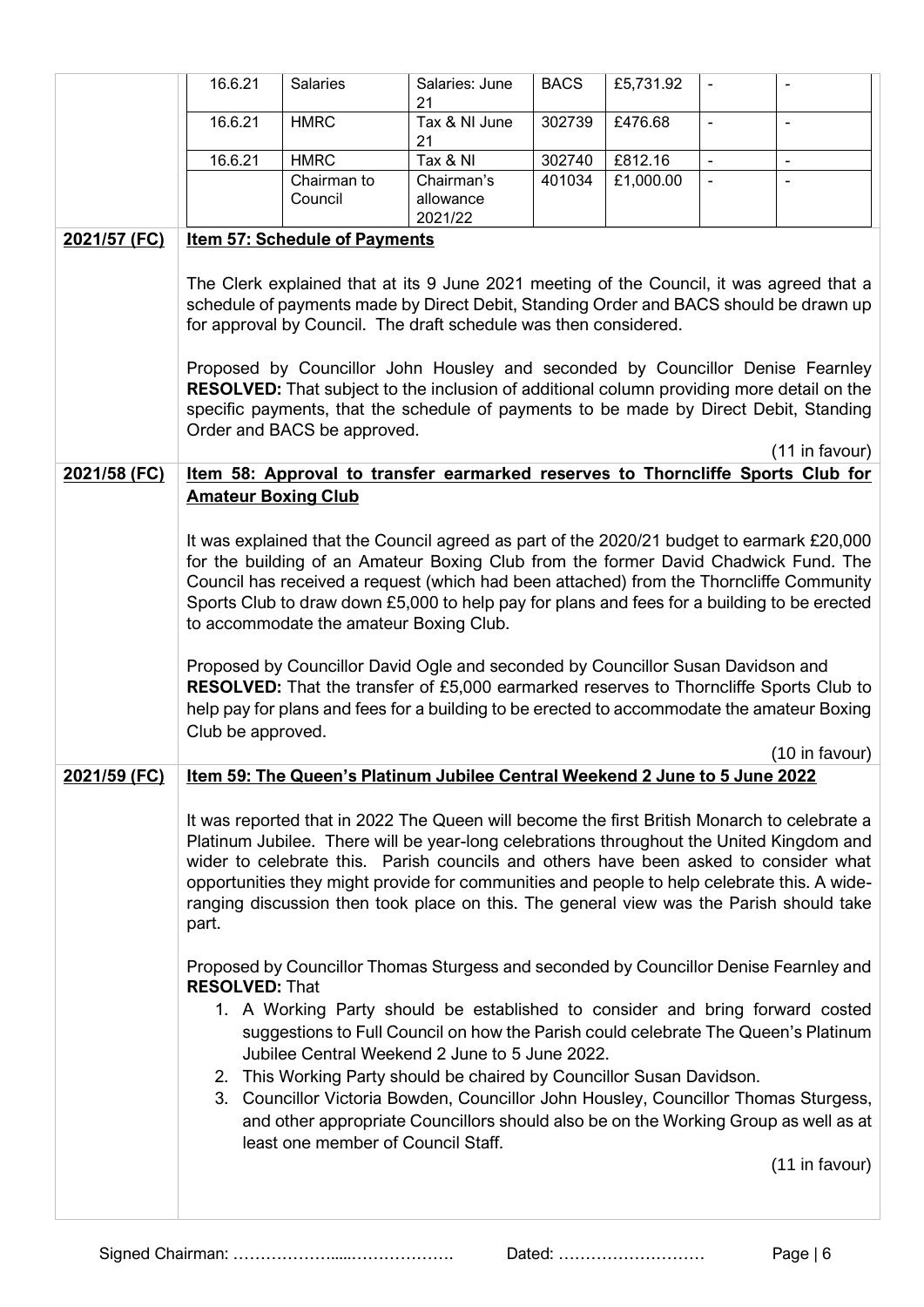| | | | | | | |
|---|---|---|---|---|---|---|
| 16.6.21 | Salaries | Salaries: June 21 | BACS | £5,731.92 | - | - |
| 16.6.21 | HMRC | Tax & NI June 21 | 302739 | £476.68 | - | - |
| 16.6.21 | HMRC | Tax & NI | 302740 | £812.16 | - | - |
| | Chairman to Council | Chairman's allowance 2021/22 | 401034 | £1,000.00 | - | - |

**2021/57 (FC)**

**Item 57: Schedule of Payments**

The Clerk explained that at its 9 June 2021 meeting of the Council, it was agreed that a schedule of payments made by Direct Debit, Standing Order and BACS should be drawn up for approval by Council. The draft schedule was then considered.

Proposed by Councillor John Housley and seconded by Councillor Denise Fearnley **RESOLVED:** That subject to the inclusion of additional column providing more detail on the specific payments, that the schedule of payments to be made by Direct Debit, Standing Order and BACS be approved.

(11 in favour)

**2021/58 (FC)**

**Item 58: Approval to transfer earmarked reserves to Thorncliffe Sports Club for Amateur Boxing Club**

It was explained that the Council agreed as part of the 2020/21 budget to earmark £20,000 for the building of an Amateur Boxing Club from the former David Chadwick Fund. The Council has received a request (which had been attached) from the Thorncliffe Community Sports Club to draw down £5,000 to help pay for plans and fees for a building to be erected to accommodate the amateur Boxing Club.

Proposed by Councillor David Ogle and seconded by Councillor Susan Davidson and **RESOLVED:** That the transfer of £5,000 earmarked reserves to Thorncliffe Sports Club to help pay for plans and fees for a building to be erected to accommodate the amateur Boxing Club be approved.

(10 in favour)

**2021/59 (FC)**

**Item 59: The Queen's Platinum Jubilee Central Weekend 2 June to 5 June 2022**

It was reported that in 2022 The Queen will become the first British Monarch to celebrate a Platinum Jubilee. There will be year-long celebrations throughout the United Kingdom and wider to celebrate this. Parish councils and others have been asked to consider what opportunities they might provide for communities and people to help celebrate this. A wide-ranging discussion then took place on this. The general view was the Parish should take part.

Proposed by Councillor Thomas Sturgess and seconded by Councillor Denise Fearnley and **RESOLVED:** That

1. A Working Party should be established to consider and bring forward costed suggestions to Full Council on how the Parish could celebrate The Queen's Platinum Jubilee Central Weekend 2 June to 5 June 2022.
2. This Working Party should be chaired by Councillor Susan Davidson.
3. Councillor Victoria Bowden, Councillor John Housley, Councillor Thomas Sturgess, and other appropriate Councillors should also be on the Working Group as well as at least one member of Council Staff.

(11 in favour)

Signed Chairman: ………………......………………. Dated: ………………………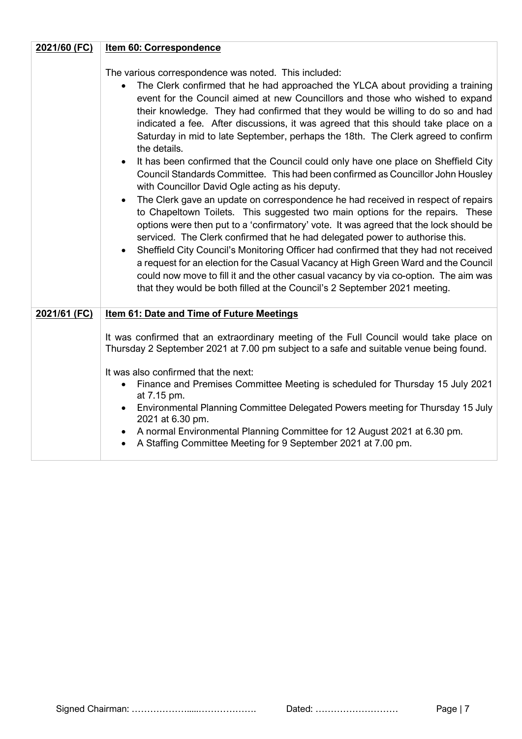| | |
|---|---|
| **2021/60 (FC)** | **Item 60: Correspondence**<br><br>The various correspondence was noted. This included:<br>• The Clerk confirmed that he had approached the YLCA about providing a training event for the Council aimed at new Councillors and those who wished to expand their knowledge. They had confirmed that they would be willing to do so and had indicated a fee. After discussions, it was agreed that this should take place on a Saturday in mid to late September, perhaps the 18th. The Clerk agreed to confirm the details.<br>• It has been confirmed that the Council could only have one place on Sheffield City Council Standards Committee. This had been confirmed as Councillor John Housley with Councillor David Ogle acting as his deputy.<br>• The Clerk gave an update on correspondence he had received in respect of repairs to Chapeltown Toilets. This suggested two main options for the repairs. These options were then put to a 'confirmatory' vote. It was agreed that the lock should be serviced. The Clerk confirmed that he had delegated power to authorise this.<br>• Sheffield City Council's Monitoring Officer had confirmed that they had not received a request for an election for the Casual Vacancy at High Green Ward and the Council could now move to fill it and the other casual vacancy by via co-option. The aim was that they would be both filled at the Council's 2 September 2021 meeting. |
| **2021/61 (FC)** | **Item 61: Date and Time of Future Meetings**<br><br>It was confirmed that an extraordinary meeting of the Full Council would take place on Thursday 2 September 2021 at 7.00 pm subject to a safe and suitable venue being found.<br><br>It was also confirmed that the next:<br>• Finance and Premises Committee Meeting is scheduled for Thursday 15 July 2021 at 7.15 pm.<br>• Environmental Planning Committee Delegated Powers meeting for Thursday 15 July 2021 at 6.30 pm.<br>• A normal Environmental Planning Committee for 12 August 2021 at 6.30 pm.<br>• A Staffing Committee Meeting for 9 September 2021 at 7.00 pm. |

Signed Chairman: ………………....………………. Dated: ………………………